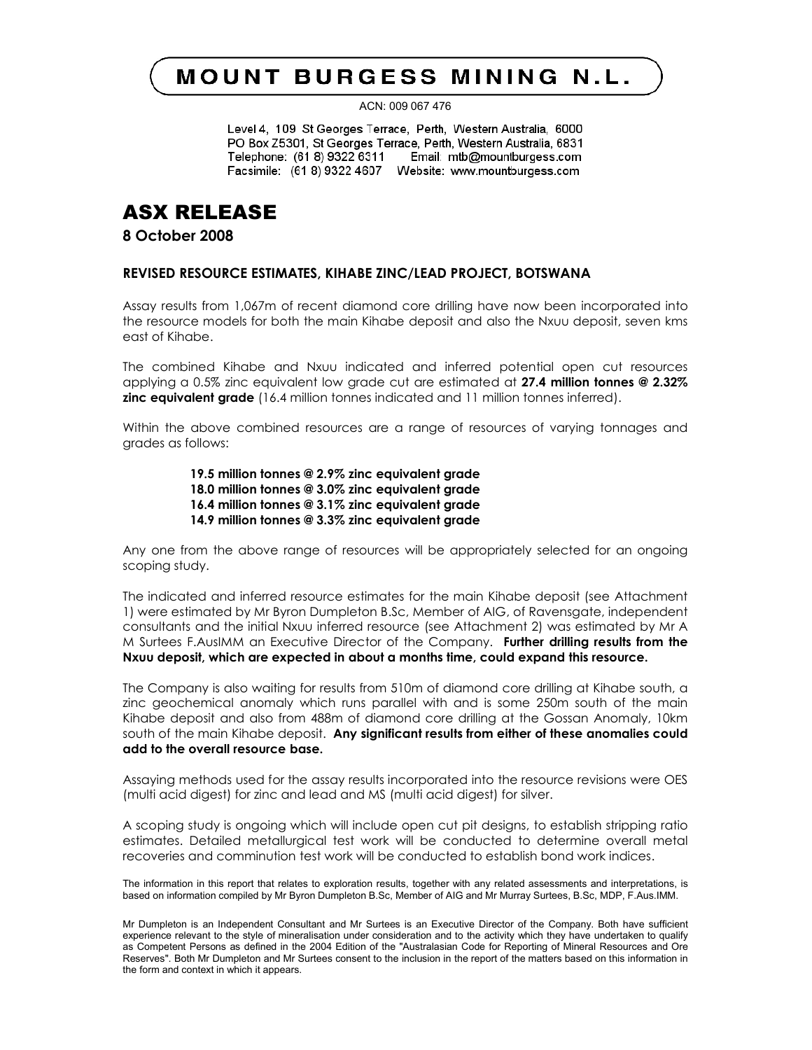# MOUNT BURGESS MINING N.L.

ACN: 009 067 476

Level 4, 109 St Georges Terrace, Perth, Western Australia, 6000
PO Box Z5301, St Georges Terrace, Perth, Western Australia, 6831
Telephone: (61 8) 9322 6311 Email: mtb@mountburgess.com
Facsimile: (61 8) 9322 4607 Website: www.mountburgess.com

# ASX RELEASE

**8 October 2008**

### REVISED RESOURCE ESTIMATES, KIHABE ZINC/LEAD PROJECT, BOTSWANA

Assay results from 1,067m of recent diamond core drilling have now been incorporated into the resource models for both the main Kihabe deposit and also the Nxuu deposit, seven kms east of Kihabe.

The combined Kihabe and Nxuu indicated and inferred potential open cut resources applying a 0.5% zinc equivalent low grade cut are estimated at **27.4 million tonnes @ 2.32% zinc equivalent grade** (16.4 million tonnes indicated and 11 million tonnes inferred).

Within the above combined resources are a range of resources of varying tonnages and grades as follows:

**19.5 million tonnes @ 2.9% zinc equivalent grade**
**18.0 million tonnes @ 3.0% zinc equivalent grade**
**16.4 million tonnes @ 3.1% zinc equivalent grade**
**14.9 million tonnes @ 3.3% zinc equivalent grade**

Any one from the above range of resources will be appropriately selected for an ongoing scoping study.

The indicated and inferred resource estimates for the main Kihabe deposit (see Attachment 1) were estimated by Mr Byron Dumpleton B.Sc, Member of AIG, of Ravensgate, independent consultants and the initial Nxuu inferred resource (see Attachment 2) was estimated by Mr A M Surtees F.AusIMM an Executive Director of the Company. **Further drilling results from the Nxuu deposit, which are expected in about a months time, could expand this resource.**

The Company is also waiting for results from 510m of diamond core drilling at Kihabe south, a zinc geochemical anomaly which runs parallel with and is some 250m south of the main Kihabe deposit and also from 488m of diamond core drilling at the Gossan Anomaly, 10km south of the main Kihabe deposit. **Any significant results from either of these anomalies could add to the overall resource base.**

Assaying methods used for the assay results incorporated into the resource revisions were OES (multi acid digest) for zinc and lead and MS (multi acid digest) for silver.

A scoping study is ongoing which will include open cut pit designs, to establish stripping ratio estimates. Detailed metallurgical test work will be conducted to determine overall metal recoveries and comminution test work will be conducted to establish bond work indices.

The information in this report that relates to exploration results, together with any related assessments and interpretations, is based on information compiled by Mr Byron Dumpleton B.Sc, Member of AIG and Mr Murray Surtees, B.Sc, MDP, F.Aus.IMM.

Mr Dumpleton is an Independent Consultant and Mr Surtees is an Executive Director of the Company. Both have sufficient experience relevant to the style of mineralisation under consideration and to the activity which they have undertaken to qualify as Competent Persons as defined in the 2004 Edition of the "Australasian Code for Reporting of Mineral Resources and Ore Reserves". Both Mr Dumpleton and Mr Surtees consent to the inclusion in the report of the matters based on this information in the form and context in which it appears.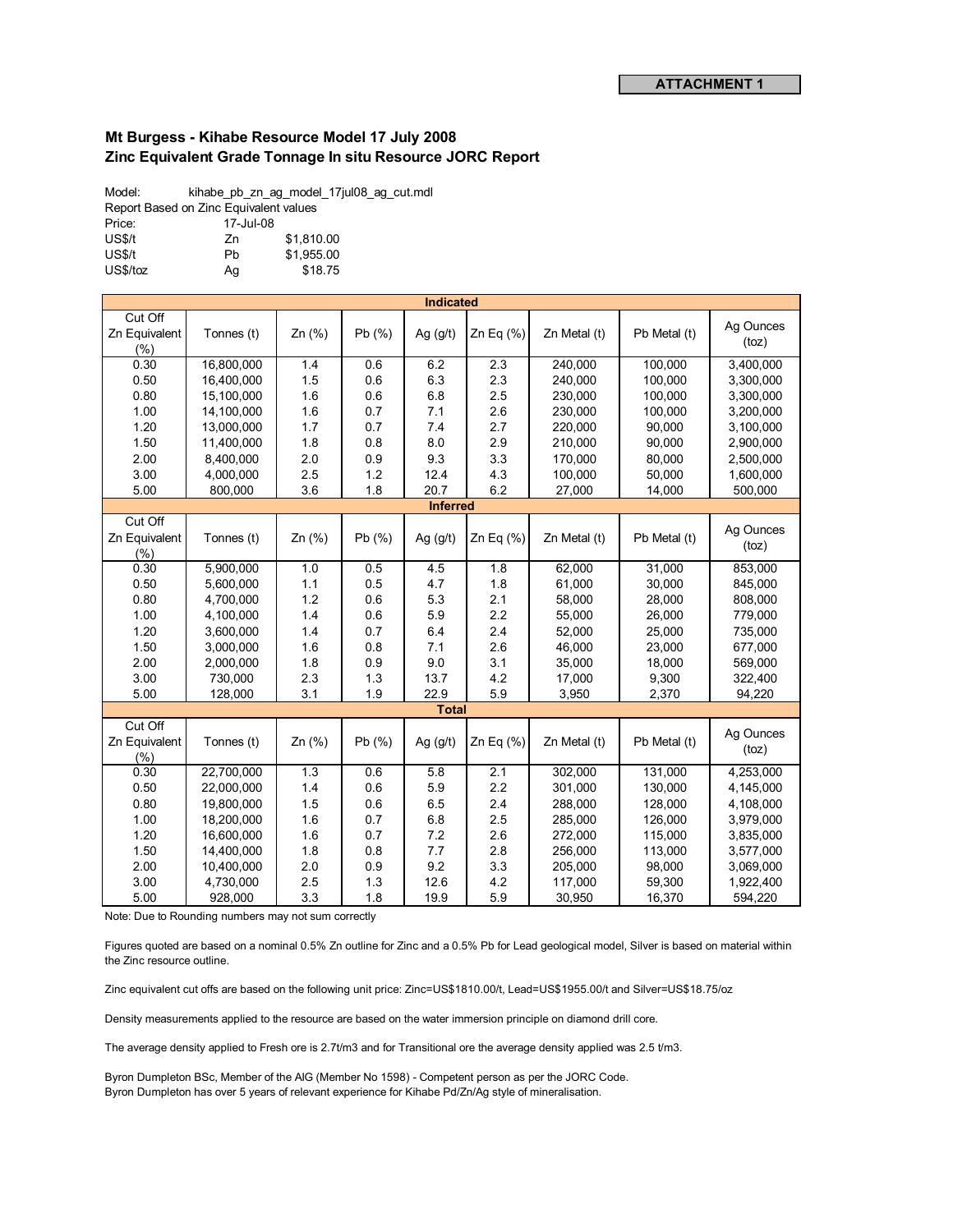**ATTACHMENT 1**

## Mt Burgess - Kihabe Resource Model 17 July 2008
## Zinc Equivalent Grade Tonnage In situ Resource JORC Report

Model: kihabe_pb_zn_ag_model_17jul08_ag_cut.mdl
Report Based on Zinc Equivalent values

| Price: | 17-Jul-08 | |
|---|---|---|
| US$/t | Zn | $1,810.00 |
| US$/t | Pb | $1,955.00 |
| US$/toz | Ag | $18.75 |

| Cut Off Zn Equivalent (%) | Tonnes (t) | Zn (%) | Pb (%) | Ag (g/t) | Zn Eq (%) | Zn Metal (t) | Pb Metal (t) | Ag Ounces (toz) |
|---|---|---|---|---|---|---|---|---|
| **Indicated** | | | | | | | | |
| 0.30 | 16,800,000 | 1.4 | 0.6 | 6.2 | 2.3 | 240,000 | 100,000 | 3,400,000 |
| 0.50 | 16,400,000 | 1.5 | 0.6 | 6.3 | 2.3 | 240,000 | 100,000 | 3,300,000 |
| 0.80 | 15,100,000 | 1.6 | 0.6 | 6.8 | 2.5 | 230,000 | 100,000 | 3,300,000 |
| 1.00 | 14,100,000 | 1.6 | 0.7 | 7.1 | 2.6 | 230,000 | 100,000 | 3,200,000 |
| 1.20 | 13,000,000 | 1.7 | 0.7 | 7.4 | 2.7 | 220,000 | 90,000 | 3,100,000 |
| 1.50 | 11,400,000 | 1.8 | 0.8 | 8.0 | 2.9 | 210,000 | 90,000 | 2,900,000 |
| 2.00 | 8,400,000 | 2.0 | 0.9 | 9.3 | 3.3 | 170,000 | 80,000 | 2,500,000 |
| 3.00 | 4,000,000 | 2.5 | 1.2 | 12.4 | 4.3 | 100,000 | 50,000 | 1,600,000 |
| 5.00 | 800,000 | 3.6 | 1.8 | 20.7 | 6.2 | 27,000 | 14,000 | 500,000 |
| **Inferred** | | | | | | | | |
| 0.30 | 5,900,000 | 1.0 | 0.5 | 4.5 | 1.8 | 62,000 | 31,000 | 853,000 |
| 0.50 | 5,600,000 | 1.1 | 0.5 | 4.7 | 1.8 | 61,000 | 30,000 | 845,000 |
| 0.80 | 4,700,000 | 1.2 | 0.6 | 5.3 | 2.1 | 58,000 | 28,000 | 808,000 |
| 1.00 | 4,100,000 | 1.4 | 0.6 | 5.9 | 2.2 | 55,000 | 26,000 | 779,000 |
| 1.20 | 3,600,000 | 1.4 | 0.7 | 6.4 | 2.4 | 52,000 | 25,000 | 735,000 |
| 1.50 | 3,000,000 | 1.6 | 0.8 | 7.1 | 2.6 | 46,000 | 23,000 | 677,000 |
| 2.00 | 2,000,000 | 1.8 | 0.9 | 9.0 | 3.1 | 35,000 | 18,000 | 569,000 |
| 3.00 | 730,000 | 2.3 | 1.3 | 13.7 | 4.2 | 17,000 | 9,300 | 322,400 |
| 5.00 | 128,000 | 3.1 | 1.9 | 22.9 | 5.9 | 3,950 | 2,370 | 94,220 |
| **Total** | | | | | | | | |
| 0.30 | 22,700,000 | 1.3 | 0.6 | 5.8 | 2.1 | 302,000 | 131,000 | 4,253,000 |
| 0.50 | 22,000,000 | 1.4 | 0.6 | 5.9 | 2.2 | 301,000 | 130,000 | 4,145,000 |
| 0.80 | 19,800,000 | 1.5 | 0.6 | 6.5 | 2.4 | 288,000 | 128,000 | 4,108,000 |
| 1.00 | 18,200,000 | 1.6 | 0.7 | 6.8 | 2.5 | 285,000 | 126,000 | 3,979,000 |
| 1.20 | 16,600,000 | 1.6 | 0.7 | 7.2 | 2.6 | 272,000 | 115,000 | 3,835,000 |
| 1.50 | 14,400,000 | 1.8 | 0.8 | 7.7 | 2.8 | 256,000 | 113,000 | 3,577,000 |
| 2.00 | 10,400,000 | 2.0 | 0.9 | 9.2 | 3.3 | 205,000 | 98,000 | 3,069,000 |
| 3.00 | 4,730,000 | 2.5 | 1.3 | 12.6 | 4.2 | 117,000 | 59,300 | 1,922,400 |
| 5.00 | 928,000 | 3.3 | 1.8 | 19.9 | 5.9 | 30,950 | 16,370 | 594,220 |

Note: Due to Rounding numbers may not sum correctly

Figures quoted are based on a nominal 0.5% Zn outline for Zinc and a 0.5% Pb for Lead geological model, Silver is based on material within the Zinc resource outline.

Zinc equivalent cut offs are based on the following unit price: Zinc=US$1810.00/t, Lead=US$1955.00/t and Silver=US$18.75/oz

Density measurements applied to the resource are based on the water immersion principle on diamond drill core.

The average density applied to Fresh ore is 2.7t/m3 and for Transitional ore the average density applied was 2.5 t/m3.

Byron Dumpleton BSc, Member of the AIG (Member No 1598) - Competent person as per the JORC Code.
Byron Dumpleton has over 5 years of relevant experience for Kihabe Pd/Zn/Ag style of mineralisation.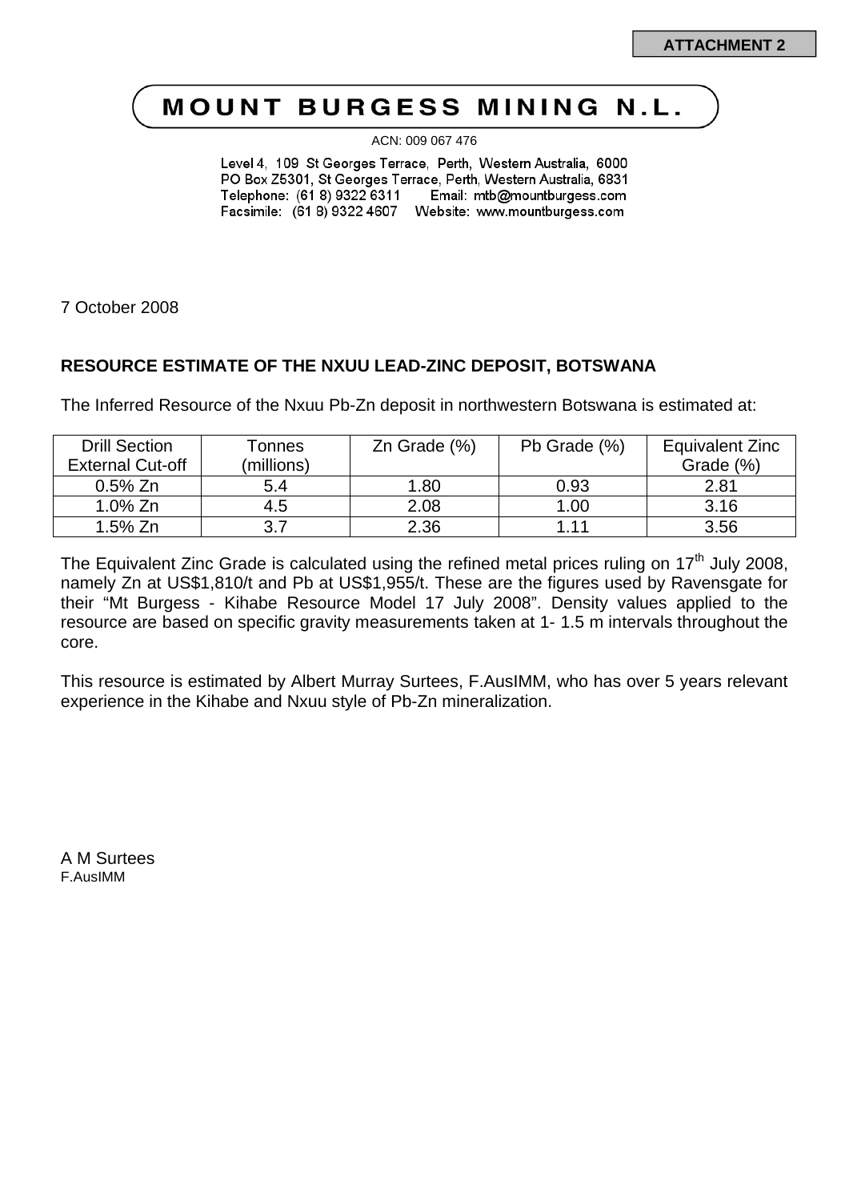**ATTACHMENT 2**

# MOUNT BURGESS MINING N.L.

ACN: 009 067 476

Level 4, 109 St Georges Terrace, Perth, Western Australia, 6000
PO Box Z5301, St Georges Terrace, Perth, Western Australia, 6831
Telephone: (61 8) 9322 6311 Email: mtb@mountburgess.com
Facsimile: (61 8) 9322 4607 Website: www.mountburgess.com

7 October 2008

**RESOURCE ESTIMATE OF THE NXUU LEAD-ZINC DEPOSIT, BOTSWANA**

The Inferred Resource of the Nxuu Pb-Zn deposit in northwestern Botswana is estimated at:

| Drill Section External Cut-off | Tonnes (millions) | Zn Grade (%) | Pb Grade (%) | Equivalent Zinc Grade (%) |
|---|---|---|---|---|
| 0.5% Zn | 5.4 | 1.80 | 0.93 | 2.81 |
| 1.0% Zn | 4.5 | 2.08 | 1.00 | 3.16 |
| 1.5% Zn | 3.7 | 2.36 | 1.11 | 3.56 |

The Equivalent Zinc Grade is calculated using the refined metal prices ruling on 17th July 2008, namely Zn at US$1,810/t and Pb at US$1,955/t. These are the figures used by Ravensgate for their "Mt Burgess - Kihabe Resource Model 17 July 2008". Density values applied to the resource are based on specific gravity measurements taken at 1- 1.5 m intervals throughout the core.

This resource is estimated by Albert Murray Surtees, F.AusIMM, who has over 5 years relevant experience in the Kihabe and Nxuu style of Pb-Zn mineralization.

A M Surtees
F.AusIMM